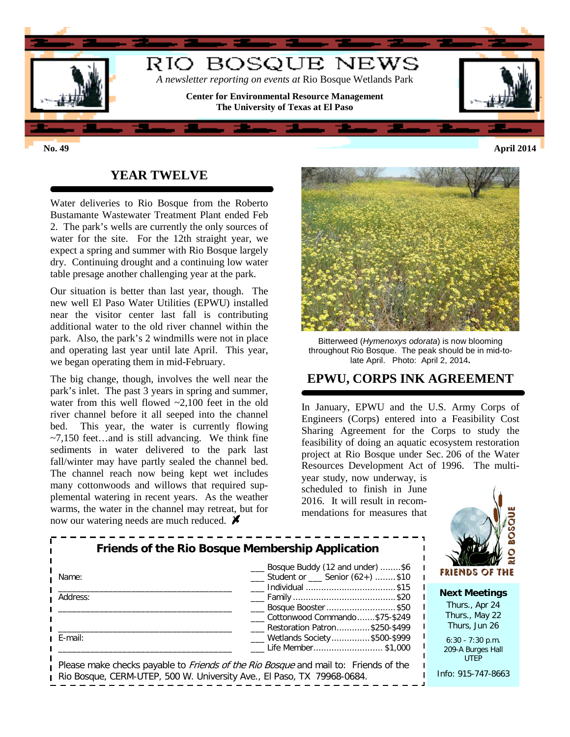# RIO BOSQUE NEWS

*A newsletter reporting on events at* Rio Bosque Wetlands Park

**Center for Environmental Resource Management**
**The University of Texas at El Paso**

**No. 49** **April 2014**

## YEAR TWELVE

Water deliveries to Rio Bosque from the Roberto Bustamante Wastewater Treatment Plant ended Feb 2. The park's wells are currently the only sources of water for the site. For the 12th straight year, we expect a spring and summer with Rio Bosque largely dry. Continuing drought and a continuing low water table presage another challenging year at the park.

Our situation is better than last year, though. The new well El Paso Water Utilities (EPWU) installed near the visitor center last fall is contributing additional water to the old river channel within the park. Also, the park's 2 windmills were not in place and operating last year until late April. This year, we began operating them in mid-February.

The big change, though, involves the well near the park's inlet. The past 3 years in spring and summer, water from this well flowed ~2,100 feet in the old river channel before it all seeped into the channel bed. This year, the water is currently flowing ~7,150 feet…and is still advancing. We think fine sediments in water delivered to the park last fall/winter may have partly sealed the channel bed. The channel reach now being kept wet includes many cottonwoods and willows that required supplemental watering in recent years. As the weather warms, the water in the channel may retreat, but for now our watering needs are much reduced.

Bitterweed (*Hymenoxys odorata*) is now blooming throughout Rio Bosque. The peak should be in mid-to-late April. Photo: April 2, 2014.

## EPWU, CORPS INK AGREEMENT

In January, EPWU and the U.S. Army Corps of Engineers (Corps) entered into a Feasibility Cost Sharing Agreement for the Corps to study the feasibility of doing an aquatic ecosystem restoration project at Rio Bosque under Sec. 206 of the Water Resources Development Act of 1996. The multi-year study, now underway, is scheduled to finish in June 2016. It will result in recommendations for measures that

### Friends of the Rio Bosque Membership Application

Name: ______________________________

Address: ______________________________

______________________________

E-mail: ______________________________

- ___ Bosque Buddy (12 and under) ........$6
- ___ Student or ___ Senior (62+) ........ $10
- ___ Individual .................................. $15
- ___ Family ........................................ $20
- ___ Bosque Booster ........................... $50
- ___ Cottonwood Commando.......$75-$249
- ___ Restoration Patron.............$250-$499
- ___ Wetlands Society...............$500-$999
- ___ Life Member........................... $1,000

Please make checks payable to *Friends of the Rio Bosque* and mail to: Friends of the Rio Bosque, CERM-UTEP, 500 W. University Ave., El Paso, TX 79968-0684.

FRIENDS OF THE RIO BOSQUE

**Next Meetings**

Thurs., Apr 24
Thurs., May 22
Thurs, Jun 26

6:30 - 7:30 p.m.
209-A Burges Hall
UTEP

Info: 915-747-8663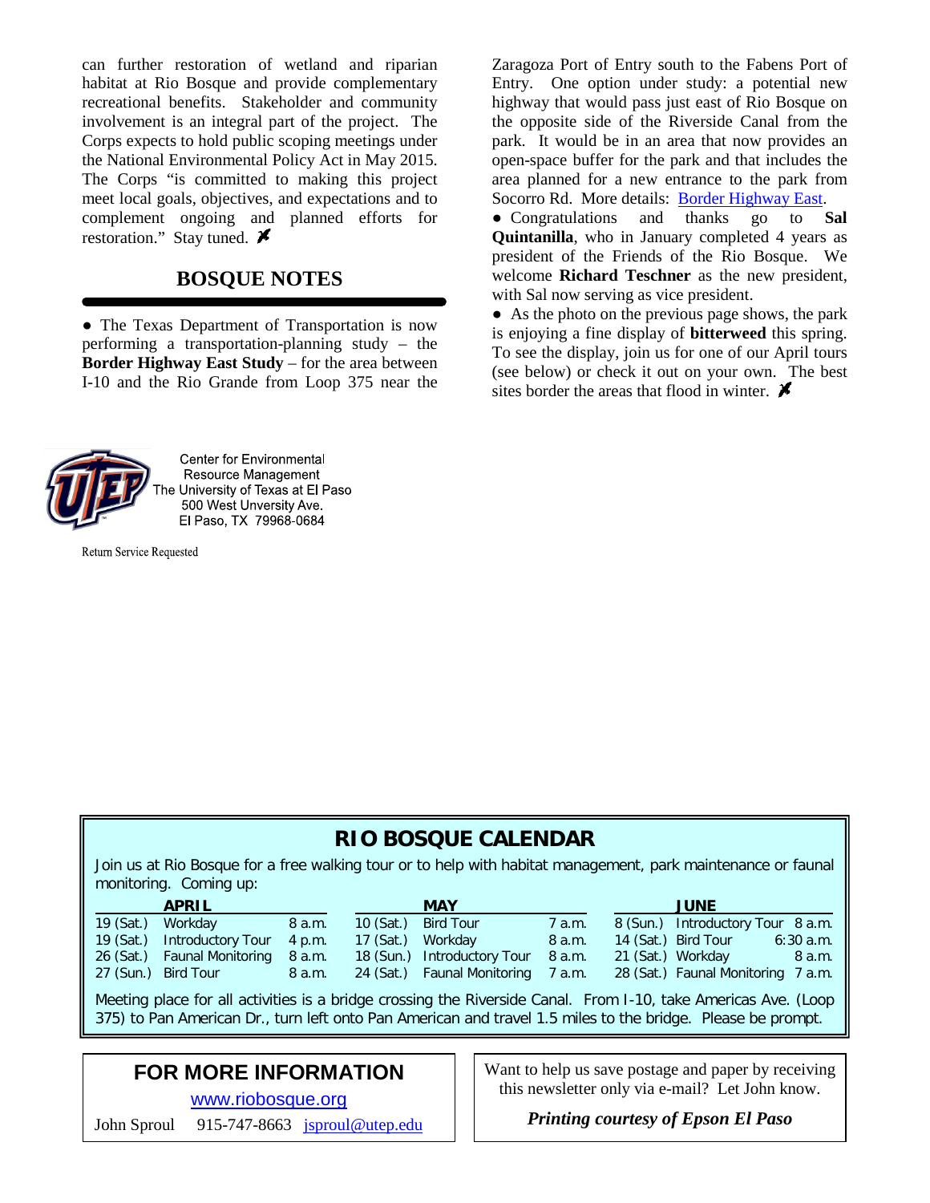can further restoration of wetland and riparian habitat at Rio Bosque and provide complementary recreational benefits. Stakeholder and community involvement is an integral part of the project. The Corps expects to hold public scoping meetings under the National Environmental Policy Act in May 2015. The Corps "is committed to making this project meet local goals, objectives, and expectations and to complement ongoing and planned efforts for restoration." Stay tuned.

## BOSQUE NOTES

● The Texas Department of Transportation is now performing a transportation-planning study – the **Border Highway East Study** – for the area between I-10 and the Rio Grande from Loop 375 near the Zaragoza Port of Entry south to the Fabens Port of Entry. One option under study: a potential new highway that would pass just east of Rio Bosque on the opposite side of the Riverside Canal from the park. It would be in an area that now provides an open-space buffer for the park and that includes the area planned for a new entrance to the park from Socorro Rd. More details: [Border Highway East](Border Highway East).

● Congratulations and thanks go to **Sal Quintanilla**, who in January completed 4 years as president of the Friends of the Rio Bosque. We welcome **Richard Teschner** as the new president, with Sal now serving as vice president.

● As the photo on the previous page shows, the park is enjoying a fine display of **bitterweed** this spring. To see the display, join us for one of our April tours (see below) or check it out on your own. The best sites border the areas that flood in winter.

Center for Environmental Resource Management
The University of Texas at El Paso
500 West Unversity Ave.
El Paso, TX 79968-0684

Return Service Requested

## RIO BOSQUE CALENDAR

Join us at Rio Bosque for a free walking tour or to help with habitat management, park maintenance or faunal monitoring. Coming up:

| APRIL | | | MAY | | | JUNE | | |
|---|---|---|---|---|---|---|---|---|
| 19 (Sat.) | Workday | 8 a.m. | 10 (Sat.) | Bird Tour | 7 a.m. | 8 (Sun.) | Introductory Tour | 8 a.m. |
| 19 (Sat.) | Introductory Tour | 4 p.m. | 17 (Sat.) | Workday | 8 a.m. | 14 (Sat.) | Bird Tour | 6:30 a.m. |
| 26 (Sat.) | Faunal Monitoring | 8 a.m. | 18 (Sun.) | Introductory Tour | 8 a.m. | 21 (Sat.) | Workday | 8 a.m. |
| 27 (Sun.) | Bird Tour | 8 a.m. | 24 (Sat.) | Faunal Monitoring | 7 a.m. | 28 (Sat.) | Faunal Monitoring | 7 a.m. |

Meeting place for all activities is a bridge crossing the Riverside Canal. From I-10, take Americas Ave. (Loop 375) to Pan American Dr., turn left onto Pan American and travel 1.5 miles to the bridge. Please be prompt.

## FOR MORE INFORMATION

[www.riobosque.org](www.riobosque.org)

John Sproul 915-747-8663 [jsproul@utep.edu](jsproul@utep.edu)

Want to help us save postage and paper by receiving this newsletter only via e-mail? Let John know.

***Printing courtesy of Epson El Paso***